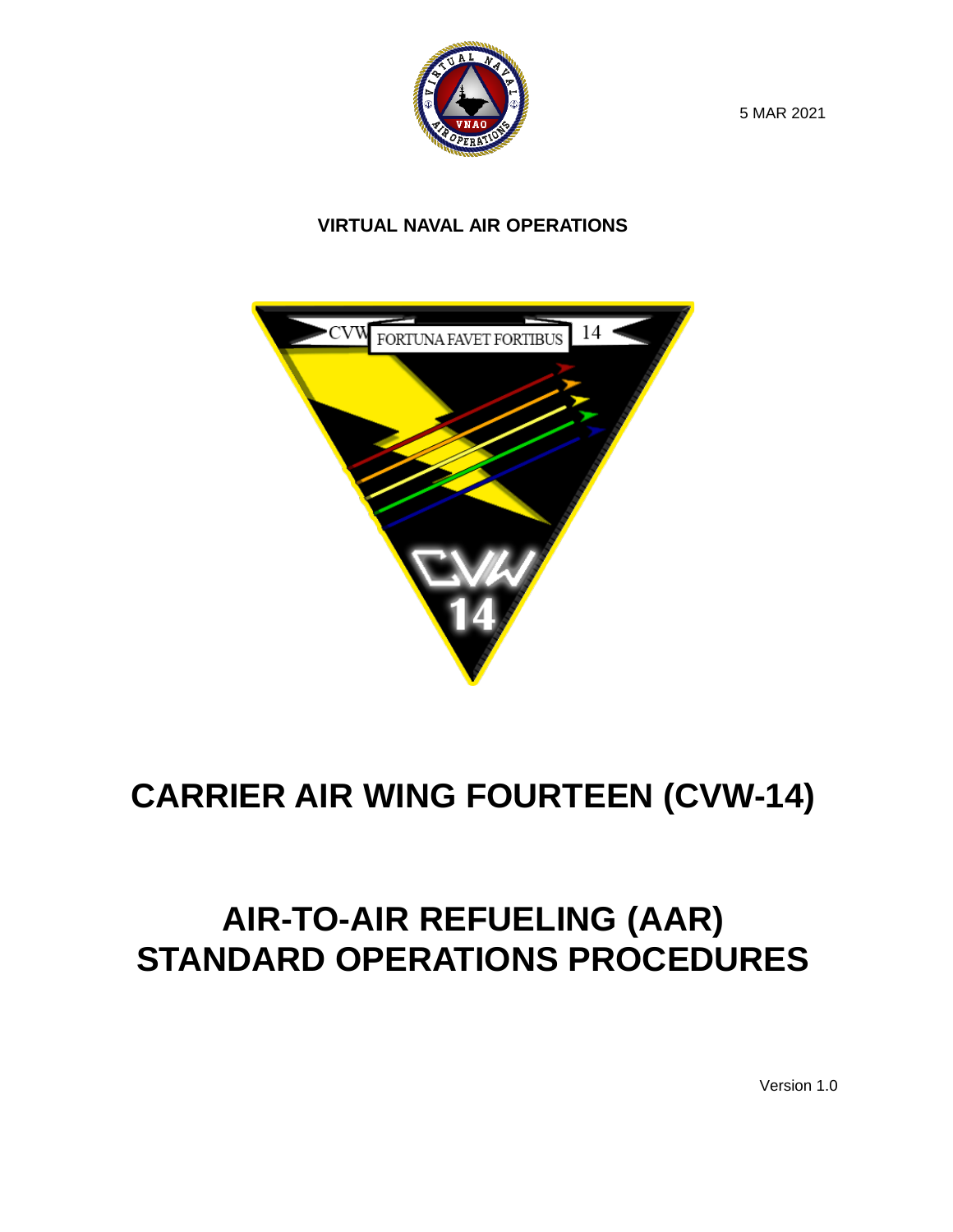5 MAR 2021

**VIRTUAL NAVAL AIR OPERATIONS**

# CARRIER AIR WING FOURTEEN (CVW-14)

# AIR-TO-AIR REFUELING (AAR) STANDARD OPERATIONS PROCEDURES

Version 1.0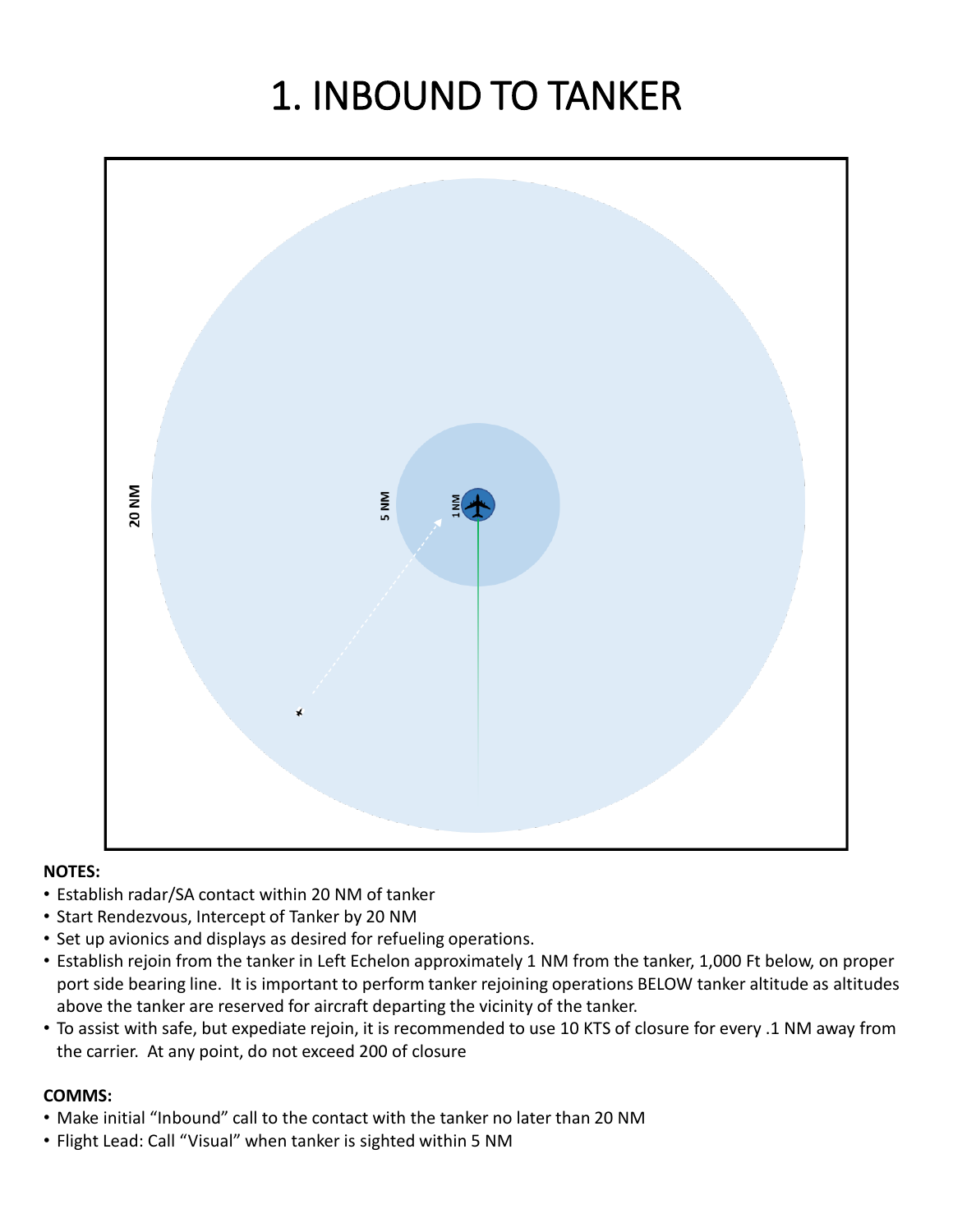# 1. INBOUND TO TANKER

**NOTES:**

- Establish radar/SA contact within 20 NM of tanker
- Start Rendezvous, Intercept of Tanker by 20 NM
- Set up avionics and displays as desired for refueling operations.
- Establish rejoin from the tanker in Left Echelon approximately 1 NM from the tanker, 1,000 Ft below, on proper port side bearing line. It is important to perform tanker rejoining operations BELOW tanker altitude as altitudes above the tanker are reserved for aircraft departing the vicinity of the tanker.
- To assist with safe, but expediate rejoin, it is recommended to use 10 KTS of closure for every .1 NM away from the carrier. At any point, do not exceed 200 of closure

**COMMS:**

- Make initial "Inbound" call to the contact with the tanker no later than 20 NM
- Flight Lead: Call "Visual" when tanker is sighted within 5 NM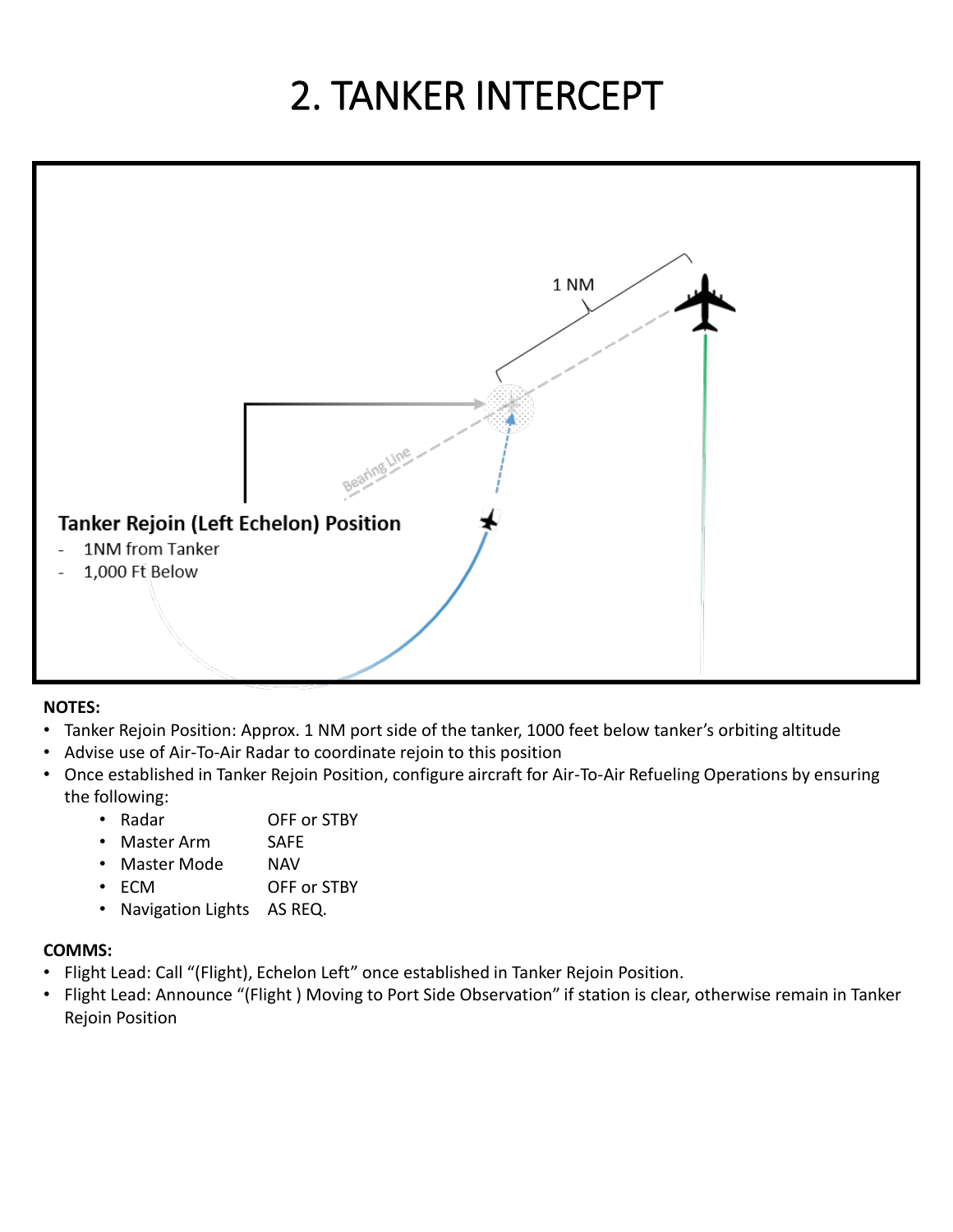# 2. TANKER INTERCEPT

1 NM

Bearing Line

**Tanker Rejoin (Left Echelon) Position**

- 1NM from Tanker
- 1,000 Ft Below

**NOTES:**

- Tanker Rejoin Position: Approx. 1 NM port side of the tanker, 1000 feet below tanker's orbiting altitude
- Advise use of Air-To-Air Radar to coordinate rejoin to this position
- Once established in Tanker Rejoin Position, configure aircraft for Air-To-Air Refueling Operations by ensuring the following:
  - Radar OFF or STBY
  - Master Arm SAFE
  - Master Mode NAV
  - ECM OFF or STBY
  - Navigation Lights AS REQ.

**COMMS:**

- Flight Lead: Call "(Flight), Echelon Left" once established in Tanker Rejoin Position.
- Flight Lead: Announce "(Flight ) Moving to Port Side Observation" if station is clear, otherwise remain in Tanker Rejoin Position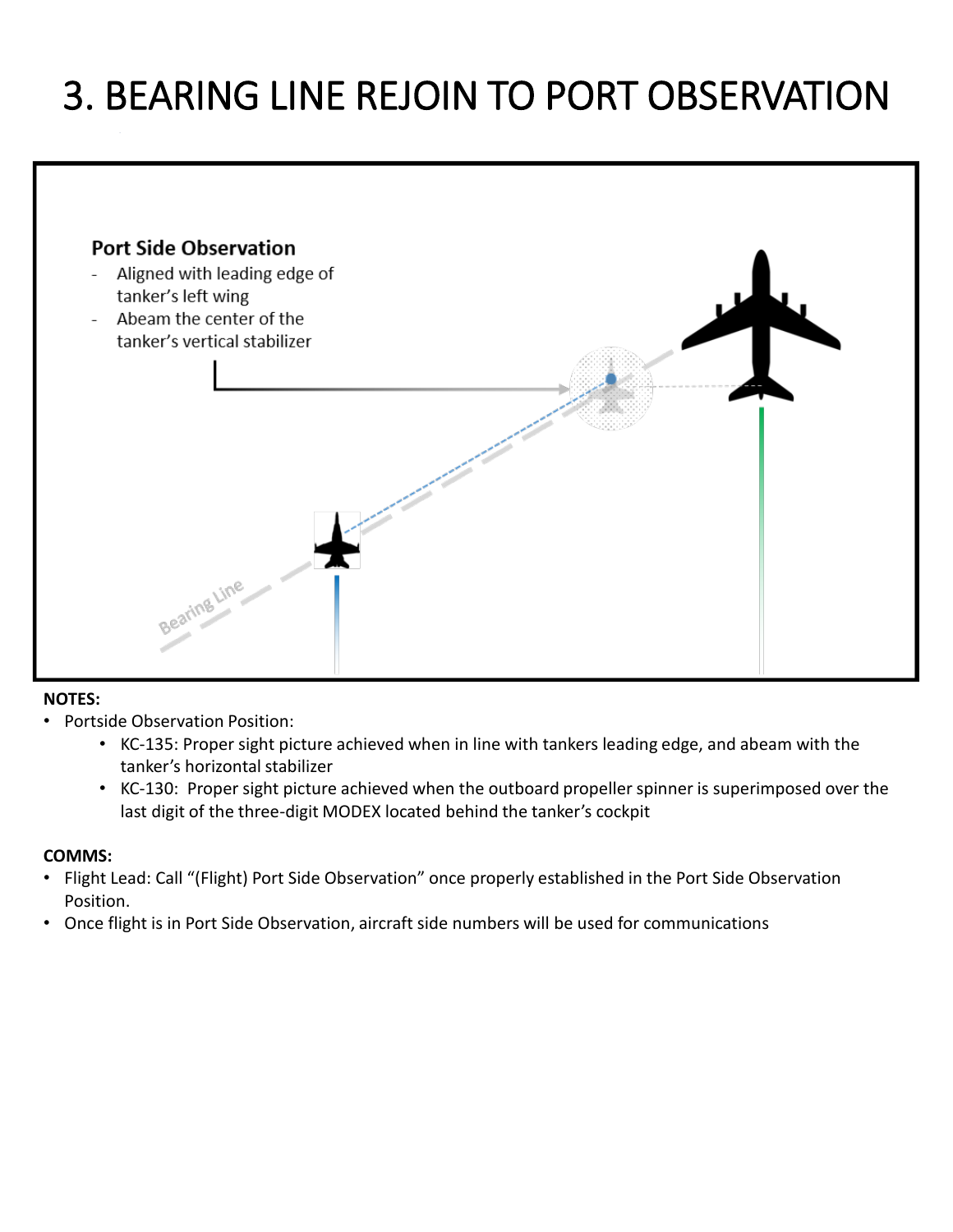# 3. BEARING LINE REJOIN TO PORT OBSERVATION

**Port Side Observation**

- Aligned with leading edge of tanker's left wing
- Abeam the center of the tanker's vertical stabilizer

Bearing Line

**NOTES:**

- Portside Observation Position:
  - KC-135: Proper sight picture achieved when in line with tankers leading edge, and abeam with the tanker's horizontal stabilizer
  - KC-130: Proper sight picture achieved when the outboard propeller spinner is superimposed over the last digit of the three-digit MODEX located behind the tanker's cockpit

**COMMS:**

- Flight Lead: Call "(Flight) Port Side Observation" once properly established in the Port Side Observation Position.
- Once flight is in Port Side Observation, aircraft side numbers will be used for communications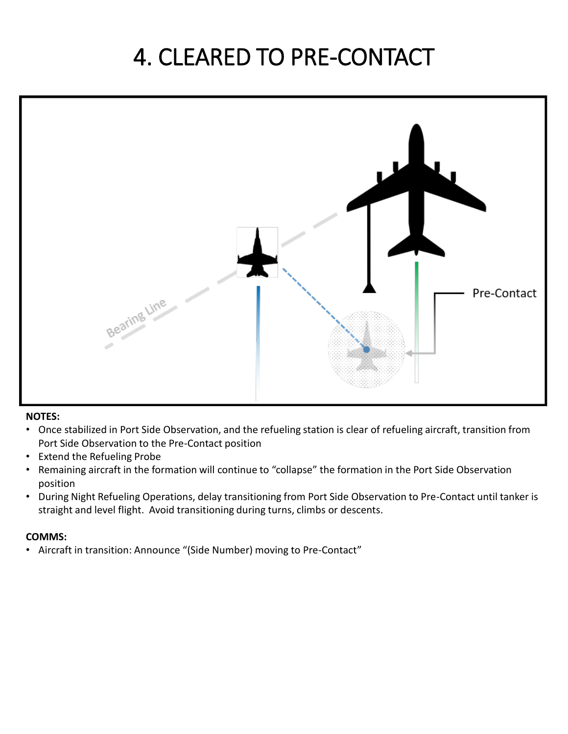# 4. CLEARED TO PRE-CONTACT

**NOTES:**

- Once stabilized in Port Side Observation, and the refueling station is clear of refueling aircraft, transition from Port Side Observation to the Pre-Contact position
- Extend the Refueling Probe
- Remaining aircraft in the formation will continue to "collapse" the formation in the Port Side Observation position
- During Night Refueling Operations, delay transitioning from Port Side Observation to Pre-Contact until tanker is straight and level flight. Avoid transitioning during turns, climbs or descents.

**COMMS:**

- Aircraft in transition: Announce "(Side Number) moving to Pre-Contact"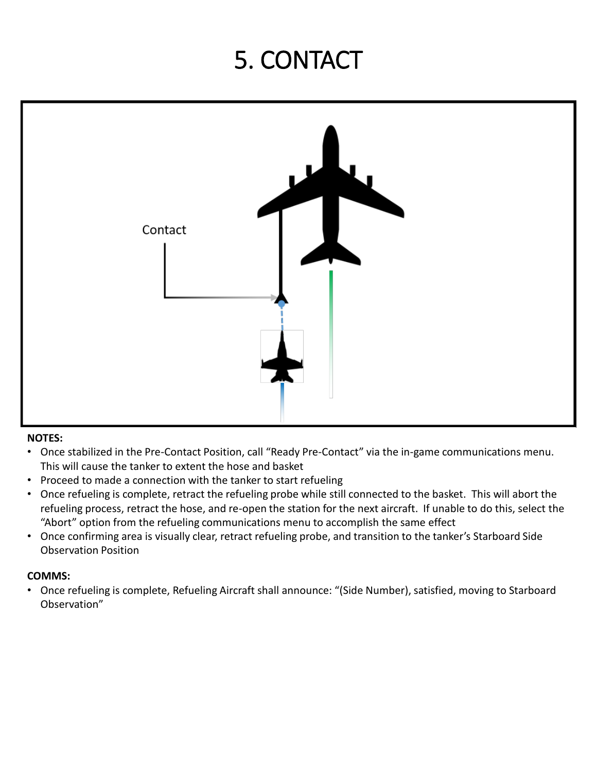# 5. CONTACT

Contact

**NOTES:**

- Once stabilized in the Pre-Contact Position, call "Ready Pre-Contact" via the in-game communications menu. This will cause the tanker to extent the hose and basket
- Proceed to made a connection with the tanker to start refueling
- Once refueling is complete, retract the refueling probe while still connected to the basket. This will abort the refueling process, retract the hose, and re-open the station for the next aircraft. If unable to do this, select the "Abort" option from the refueling communications menu to accomplish the same effect
- Once confirming area is visually clear, retract refueling probe, and transition to the tanker's Starboard Side Observation Position

**COMMS:**

- Once refueling is complete, Refueling Aircraft shall announce: "(Side Number), satisfied, moving to Starboard Observation"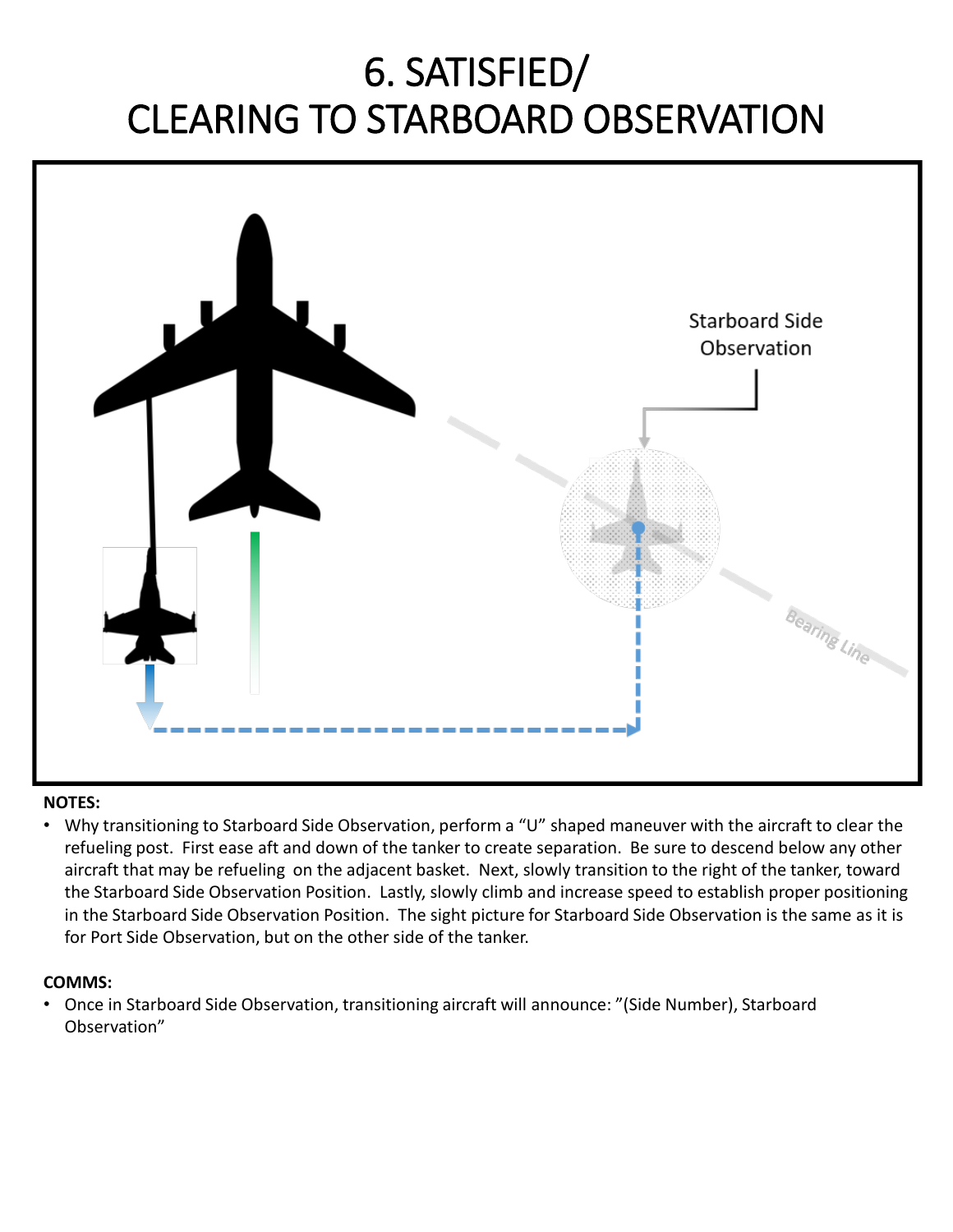# 6. SATISFIED/ CLEARING TO STARBOARD OBSERVATION

Starboard Side Observation

Bearing Line

**NOTES:**

- Why transitioning to Starboard Side Observation, perform a "U" shaped maneuver with the aircraft to clear the refueling post. First ease aft and down of the tanker to create separation. Be sure to descend below any other aircraft that may be refueling on the adjacent basket. Next, slowly transition to the right of the tanker, toward the Starboard Side Observation Position. Lastly, slowly climb and increase speed to establish proper positioning in the Starboard Side Observation Position. The sight picture for Starboard Side Observation is the same as it is for Port Side Observation, but on the other side of the tanker.

**COMMS:**

- Once in Starboard Side Observation, transitioning aircraft will announce: "(Side Number), Starboard Observation"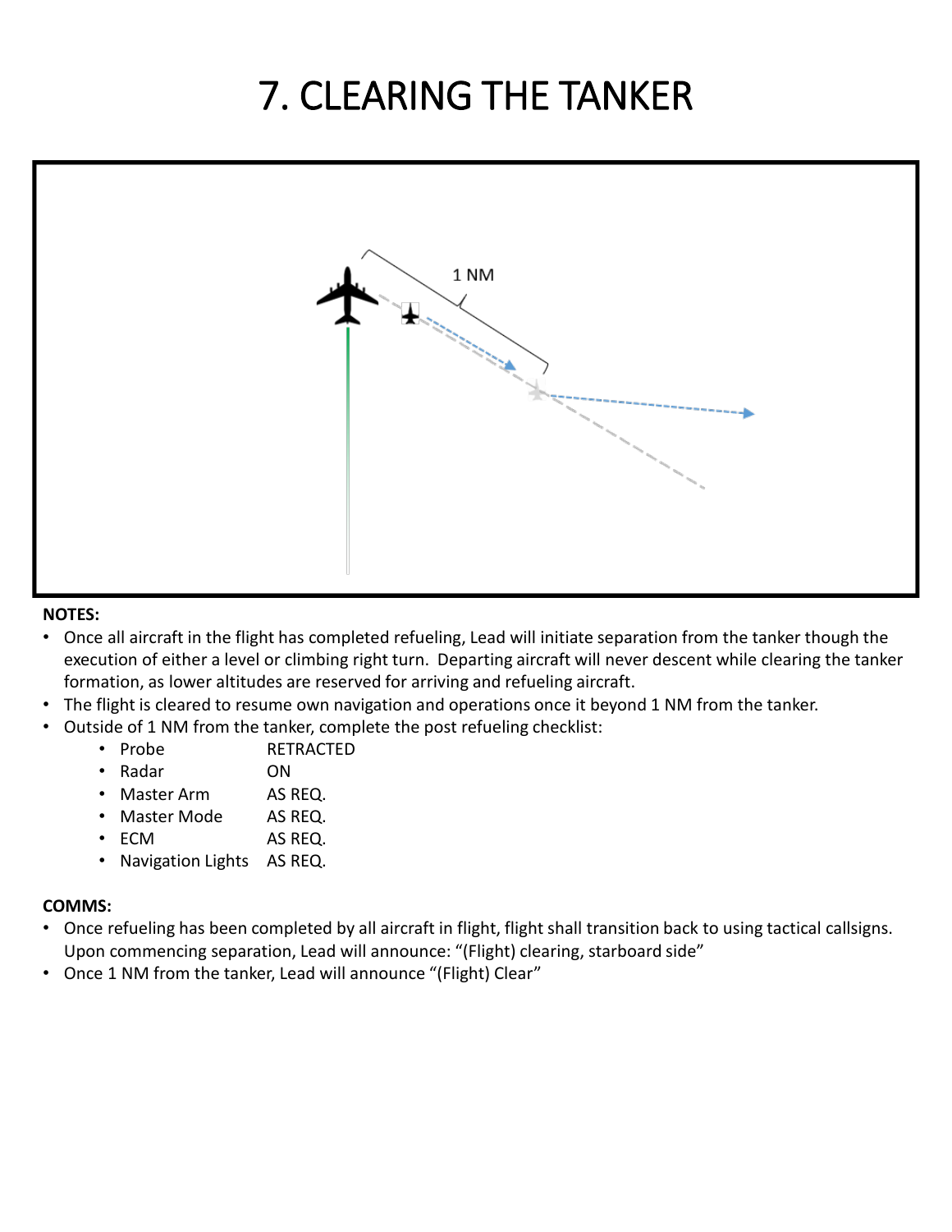# 7. CLEARING THE TANKER

1 NM

**NOTES:**

- Once all aircraft in the flight has completed refueling, Lead will initiate separation from the tanker though the execution of either a level or climbing right turn. Departing aircraft will never descent while clearing the tanker formation, as lower altitudes are reserved for arriving and refueling aircraft.
- The flight is cleared to resume own navigation and operations once it beyond 1 NM from the tanker.
- Outside of 1 NM from the tanker, complete the post refueling checklist:
  - Probe RETRACTED
  - Radar ON
  - Master Arm AS REQ.
  - Master Mode AS REQ.
  - ECM AS REQ.
  - Navigation Lights AS REQ.

**COMMS:**

- Once refueling has been completed by all aircraft in flight, flight shall transition back to using tactical callsigns. Upon commencing separation, Lead will announce: "(Flight) clearing, starboard side"
- Once 1 NM from the tanker, Lead will announce "(Flight) Clear"